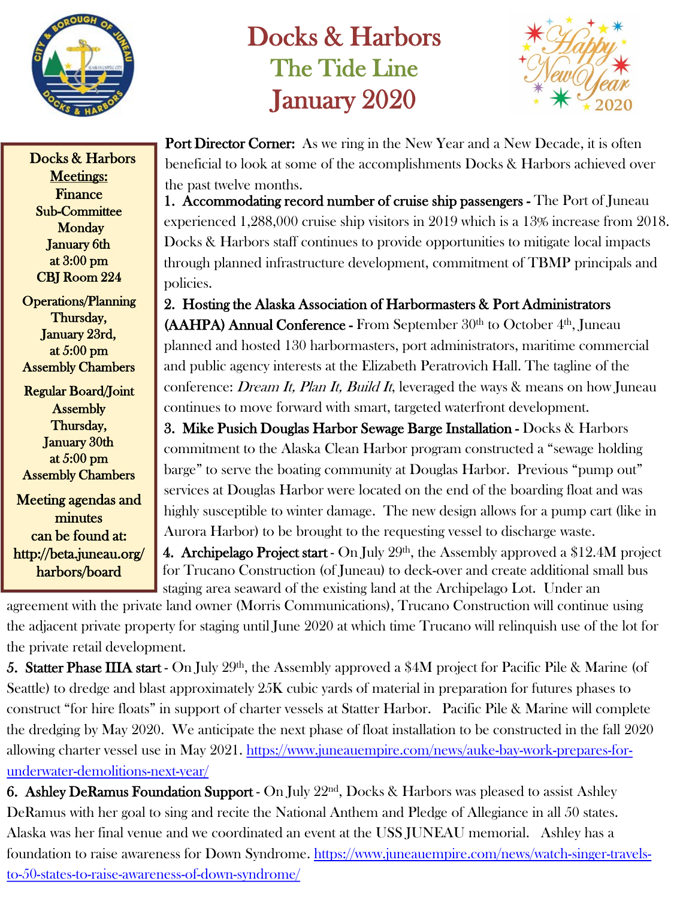# Docks & Harbors
## The Tide Line
## January 2020

**Docks & Harbors Meetings:**

**Finance Sub-Committee**
Monday
January 6th
at 3:00 pm
CBJ Room 224

**Operations/Planning**
Thursday,
January 23rd,
at 5:00 pm
Assembly Chambers

**Regular Board/Joint Assembly**
Thursday,
January 30th
at 5:00 pm
Assembly Chambers

Meeting agendas and minutes can be found at:
http://beta.juneau.org/harbors/board

**Port Director Corner:** As we ring in the New Year and a New Decade, it is often beneficial to look at some of the accomplishments Docks & Harbors achieved over the past twelve months.

1. **Accommodating record number of cruise ship passengers -** The Port of Juneau experienced 1,288,000 cruise ship visitors in 2019 which is a 13% increase from 2018. Docks & Harbors staff continues to provide opportunities to mitigate local impacts through planned infrastructure development, commitment of TBMP principals and policies.

2. **Hosting the Alaska Association of Harbormasters & Port Administrators (AAHPA) Annual Conference -** From September 30th to October 4th, Juneau planned and hosted 130 harbormasters, port administrators, maritime commercial and public agency interests at the Elizabeth Peratrovich Hall. The tagline of the conference: *Dream It, Plan It, Build It*, leveraged the ways & means on how Juneau continues to move forward with smart, targeted waterfront development.

3. **Mike Pusich Douglas Harbor Sewage Barge Installation -** Docks & Harbors commitment to the Alaska Clean Harbor program constructed a "sewage holding barge" to serve the boating community at Douglas Harbor. Previous "pump out" services at Douglas Harbor were located on the end of the boarding float and was highly susceptible to winter damage. The new design allows for a pump cart (like in Aurora Harbor) to be brought to the requesting vessel to discharge waste.

4. **Archipelago Project start** - On July 29th, the Assembly approved a $12.4M project for Trucano Construction (of Juneau) to deck-over and create additional small bus staging area seaward of the existing land at the Archipelago Lot. Under an agreement with the private land owner (Morris Communications), Trucano Construction will continue using the adjacent private property for staging until June 2020 at which time Trucano will relinquish use of the lot for the private retail development.

5. **Statter Phase IIIA start** - On July 29th, the Assembly approved a $4M project for Pacific Pile & Marine (of Seattle) to dredge and blast approximately 25K cubic yards of material in preparation for futures phases to construct "for hire floats" in support of charter vessels at Statter Harbor. Pacific Pile & Marine will complete the dredging by May 2020. We anticipate the next phase of float installation to be constructed in the fall 2020 allowing charter vessel use in May 2021. https://www.juneauempire.com/news/auke-bay-work-prepares-for-underwater-demolitions-next-year/

6. **Ashley DeRamus Foundation Support** - On July 22nd, Docks & Harbors was pleased to assist Ashley DeRamus with her goal to sing and recite the National Anthem and Pledge of Allegiance in all 50 states. Alaska was her final venue and we coordinated an event at the USS JUNEAU memorial. Ashley has a foundation to raise awareness for Down Syndrome. https://www.juneauempire.com/news/watch-singer-travels-to-50-states-to-raise-awareness-of-down-syndrome/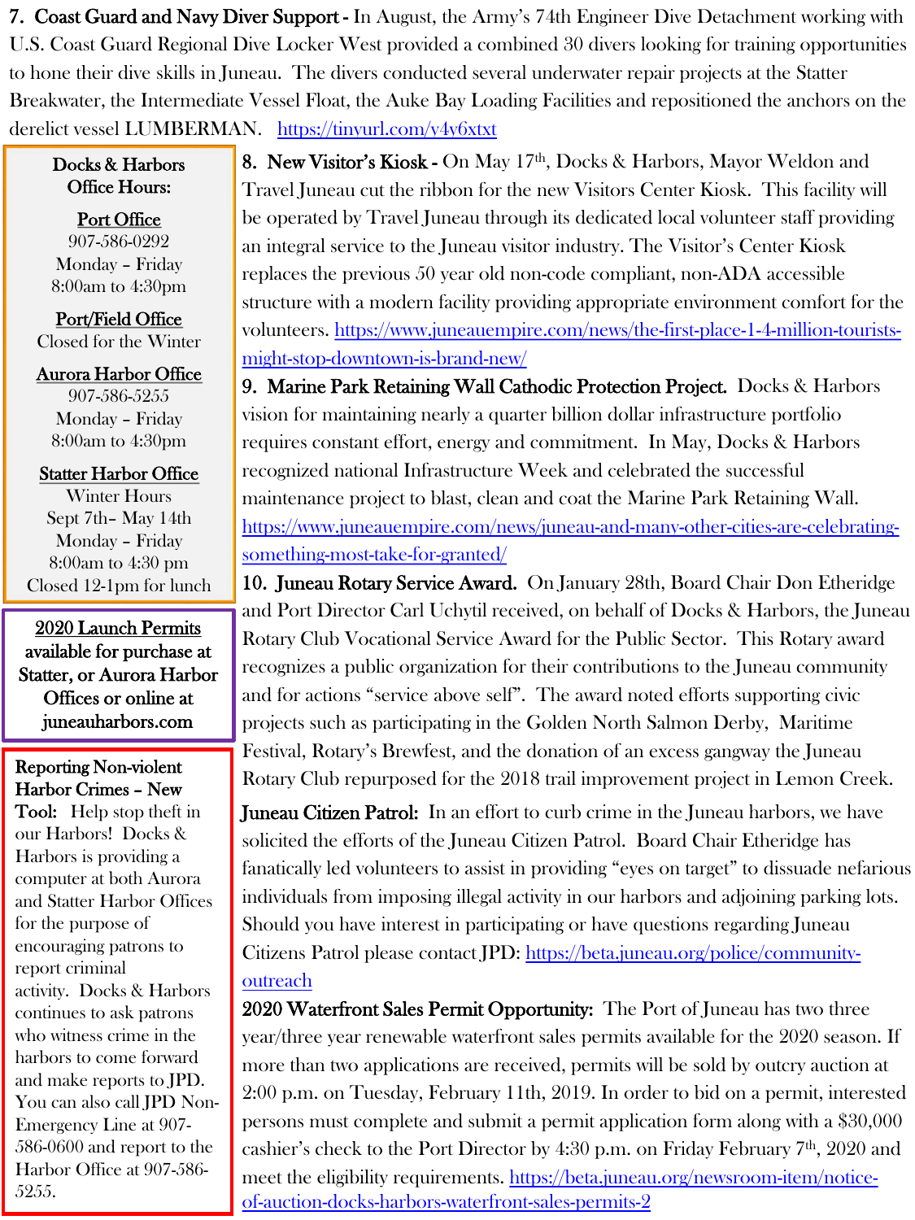**7. Coast Guard and Navy Diver Support -** In August, the Army's 74th Engineer Dive Detachment working with U.S. Coast Guard Regional Dive Locker West provided a combined 30 divers looking for training opportunities to hone their dive skills in Juneau. The divers conducted several underwater repair projects at the Statter Breakwater, the Intermediate Vessel Float, the Auke Bay Loading Facilities and repositioned the anchors on the derelict vessel LUMBERMAN. https://tinyurl.com/y4y6xtxt

**8. New Visitor's Kiosk -** On May 17th, Docks & Harbors, Mayor Weldon and Travel Juneau cut the ribbon for the new Visitors Center Kiosk. This facility will be operated by Travel Juneau through its dedicated local volunteer staff providing an integral service to the Juneau visitor industry. The Visitor's Center Kiosk replaces the previous 50 year old non-code compliant, non-ADA accessible structure with a modern facility providing appropriate environment comfort for the volunteers. https://www.juneauempire.com/news/the-first-place-1-4-million-tourists-might-stop-downtown-is-brand-new/

**9. Marine Park Retaining Wall Cathodic Protection Project.** Docks & Harbors vision for maintaining nearly a quarter billion dollar infrastructure portfolio requires constant effort, energy and commitment. In May, Docks & Harbors recognized national Infrastructure Week and celebrated the successful maintenance project to blast, clean and coat the Marine Park Retaining Wall. https://www.juneauempire.com/news/juneau-and-many-other-cities-are-celebrating-something-most-take-for-granted/

**10. Juneau Rotary Service Award.** On January 28th, Board Chair Don Etheridge and Port Director Carl Uchytil received, on behalf of Docks & Harbors, the Juneau Rotary Club Vocational Service Award for the Public Sector. This Rotary award recognizes a public organization for their contributions to the Juneau community and for actions "service above self". The award noted efforts supporting civic projects such as participating in the Golden North Salmon Derby, Maritime Festival, Rotary's Brewfest, and the donation of an excess gangway the Juneau Rotary Club repurposed for the 2018 trail improvement project in Lemon Creek.

**Juneau Citizen Patrol:** In an effort to curb crime in the Juneau harbors, we have solicited the efforts of the Juneau Citizen Patrol. Board Chair Etheridge has fanatically led volunteers to assist in providing "eyes on target" to dissuade nefarious individuals from imposing illegal activity in our harbors and adjoining parking lots. Should you have interest in participating or have questions regarding Juneau Citizens Patrol please contact JPD: https://beta.juneau.org/police/community-outreach

**2020 Waterfront Sales Permit Opportunity:** The Port of Juneau has two three year/three year renewable waterfront sales permits available for the 2020 season. If more than two applications are received, permits will be sold by outcry auction at 2:00 p.m. on Tuesday, February 11th, 2019. In order to bid on a permit, interested persons must complete and submit a permit application form along with a $30,000 cashier's check to the Port Director by 4:30 p.m. on Friday February 7th, 2020 and meet the eligibility requirements. https://beta.juneau.org/newsroom-item/notice-of-auction-docks-harbors-waterfront-sales-permits-2

**Docks & Harbors Office Hours:**

**Port Office**
907-586-0292
Monday – Friday
8:00am to 4:30pm

**Port/Field Office**
Closed for the Winter

**Aurora Harbor Office**
907-586-5255
Monday – Friday
8:00am to 4:30pm

**Statter Harbor Office**
Winter Hours
Sept 7th– May 14th
Monday – Friday
8:00am to 4:30 pm
Closed 12-1pm for lunch

**2020 Launch Permits available for purchase at Statter, or Aurora Harbor Offices or online at juneauharbors.com**

**Reporting Non-violent Harbor Crimes – New Tool:** Help stop theft in our Harbors! Docks & Harbors is providing a computer at both Aurora and Statter Harbor Offices for the purpose of encouraging patrons to report criminal activity. Docks & Harbors continues to ask patrons who witness crime in the harbors to come forward and make reports to JPD. You can also call JPD Non-Emergency Line at 907-586-0600 and report to the Harbor Office at 907-586-5255.